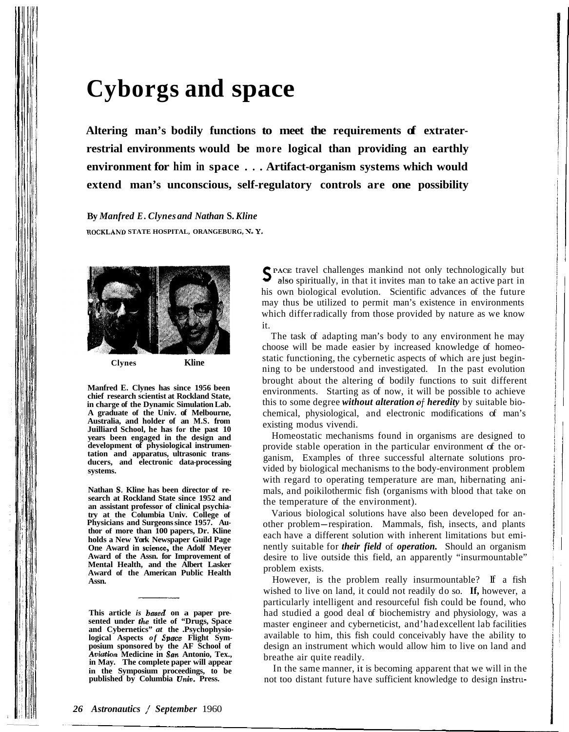# Cyborgs and space

**Altering man's bodily functions to meet the requirements of extraterrestrial environments would be more logical than providing an earthly environment for him in space . . . Artifact-organism systems which would extend man's unconscious, self-regulatory controls are one possibility**

**By *Manfred E. Clynes and Nathan S. Kline***

**ROCKLAND STATE HOSPITAL, ORANGEBURG, N. Y.**

**Clynes** **Kline**

**Manfred E. Clynes has since 1956 been chief research scientist at Rockland State, in charge of the Dynamic Simulation Lab. A graduate of the Univ. of Melbourne, Australia, and holder of an M.S. from Juilliard School, he has for the past 10 years been engaged in the design and development of physiological instrumentation and apparatus, ultrasonic transducers, and electronic data-processing systems.**

**Nathan S. Kline has been director of research at Rockland State since 1952 and an assistant professor of clinical psychiatry at the Columbia Univ. College of Physicians and Surgeons since 1957. Author of more than 100 papers, Dr. Kline holds a New York Newspaper Guild Page One Award in science, the Adolf Meyer Award of the Assn. for Improvement of Mental Health, and the Albert Lasker Award of the American Public Health Assn.**

**This article *is based* on a paper presented under *the* title of "Drugs, Space and Cybernetics" *at* the Psychophysiological Aspects *of Space* Flight Symposium sponsored by the AF School of *Aviation* Medicine in *San* Antonio, Tex., in May. The complete paper will appear in the Symposium proceedings, to be published by Columbia *Univ.* Press.**

SPACE travel challenges mankind not only technologically but also spiritually, in that it invites man to take an active part in his own biological evolution. Scientific advances of the future may thus be utilized to permit man's existence in environments which differ radically from those provided by nature as we know it.

The task of adapting man's body to any environment he may choose will be made easier by increased knowledge of homeostatic functioning, the cybernetic aspects of which are just beginning to be understood and investigated. In the past evolution brought about the altering of bodily functions to suit different environments. Starting as of now, it will be possible to achieve this to some degree ***without alteration of heredity*** by suitable biochemical, physiological, and electronic modifications of man's existing modus vivendi.

Homeostatic mechanisms found in organisms are designed to provide stable operation in the particular environment of the organism, Examples of three successful alternate solutions provided by biological mechanisms to the body-environment problem with regard to operating temperature are man, hibernating animals, and poikilothermic fish (organisms with blood that take on the temperature of the environment).

Various biological solutions have also been developed for another problem—respiration. Mammals, fish, insects, and plants each have a different solution with inherent limitations but eminently suitable for ***their field*** of ***operation.*** Should an organism desire to live outside this field, an apparently "insurmountable" problem exists.

However, is the problem really insurmountable? If a fish wished to live on land, it could not readily do so. **If,** however, a particularly intelligent and resourceful fish could be found, who had studied a good deal of biochemistry and physiology, was a master engineer and cyberneticist, and had excellent lab facilities available to him, this fish could conceivably have the ability to design an instrument which would allow him to live on land and breathe air quite readily.

In the same manner, it is becoming apparent that we will in the not too distant future have sufficient knowledge to design instru-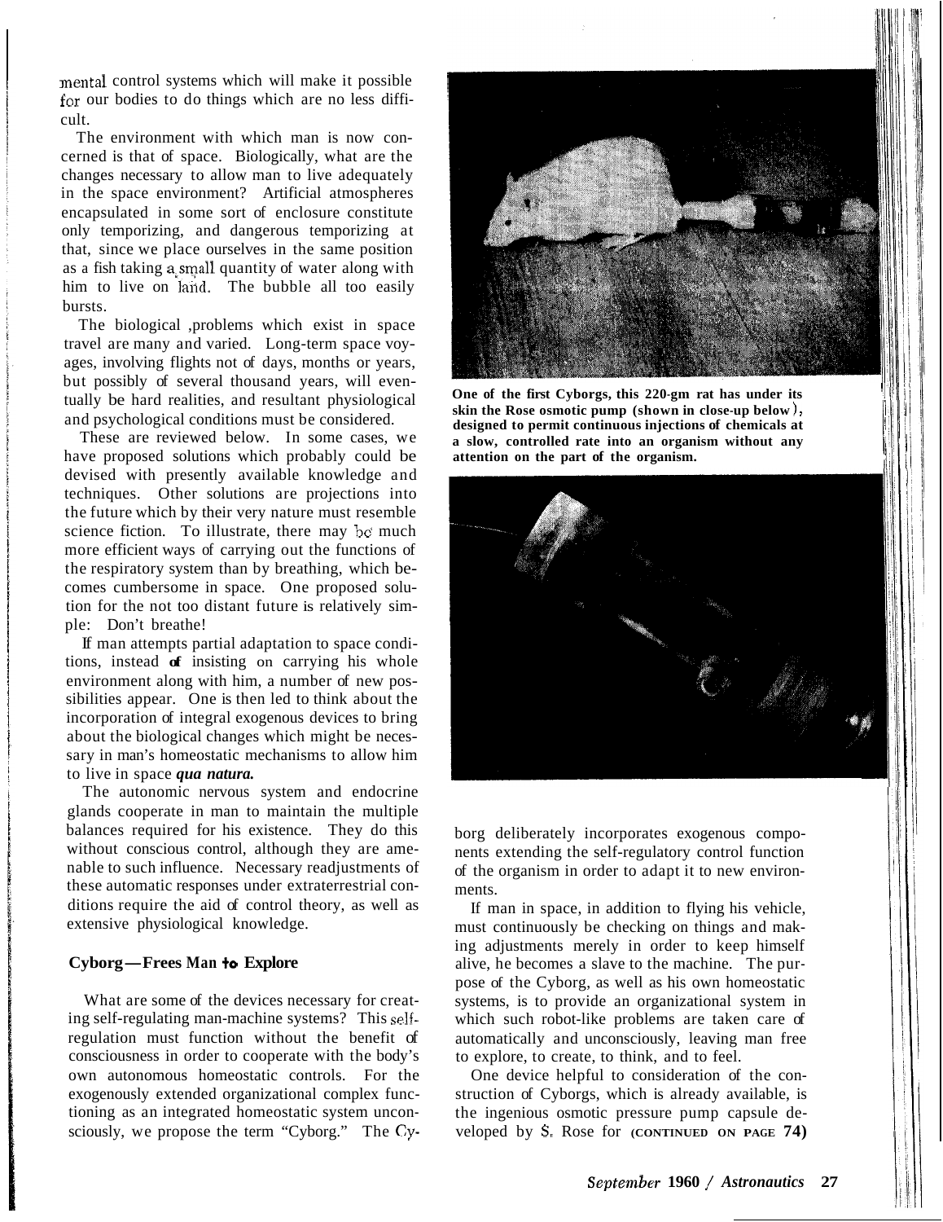mental control systems which will make it possible for our bodies to do things which are no less difficult.

The environment with which man is now concerned is that of space. Biologically, what are the changes necessary to allow man to live adequately in the space environment? Artificial atmospheres encapsulated in some sort of enclosure constitute only temporizing, and dangerous temporizing at that, since we place ourselves in the same position as a fish taking a small quantity of water along with him to live on land. The bubble all too easily bursts.

The biological problems which exist in space travel are many and varied. Long-term space voyages, involving flights not of days, months or years, but possibly of several thousand years, will eventually be hard realities, and resultant physiological and psychological conditions must be considered.

These are reviewed below. In some cases, we have proposed solutions which probably could be devised with presently available knowledge and techniques. Other solutions are projections into the future which by their very nature must resemble science fiction. To illustrate, there may be much more efficient ways of carrying out the functions of the respiratory system than by breathing, which becomes cumbersome in space. One proposed solution for the not too distant future is relatively simple: Don't breathe!

If man attempts partial adaptation to space conditions, instead of insisting on carrying his whole environment along with him, a number of new possibilities appear. One is then led to think about the incorporation of integral exogenous devices to bring about the biological changes which might be necessary in man's homeostatic mechanisms to allow him to live in space ***qua natura.***

The autonomic nervous system and endocrine glands cooperate in man to maintain the multiple balances required for his existence. They do this without conscious control, although they are amenable to such influence. Necessary readjustments of these automatic responses under extraterrestrial conditions require the aid of control theory, as well as extensive physiological knowledge.

### Cyborg—Frees Man to Explore

What are some of the devices necessary for creating self-regulating man-machine systems? This self-regulation must function without the benefit of consciousness in order to cooperate with the body's own autonomous homeostatic controls. For the exogenously extended organizational complex functioning as an integrated homeostatic system unconsciously, we propose the term "Cyborg." The Cyborg deliberately incorporates exogenous components extending the self-regulatory control function of the organism in order to adapt it to new environments.

**One of the first Cyborgs, this 220-gm rat has under its skin the Rose osmotic pump (shown in close-up below), designed to permit continuous injections of chemicals at a slow, controlled rate into an organism without any attention on the part of the organism.**

If man in space, in addition to flying his vehicle, must continuously be checking on things and making adjustments merely in order to keep himself alive, he becomes a slave to the machine. The purpose of the Cyborg, as well as his own homeostatic systems, is to provide an organizational system in which such robot-like problems are taken care of automatically and unconsciously, leaving man free to explore, to create, to think, and to feel.

One device helpful to consideration of the construction of Cyborgs, which is already available, is the ingenious osmotic pressure pump capsule developed by S. Rose for **(CONTINUED ON PAGE 74)**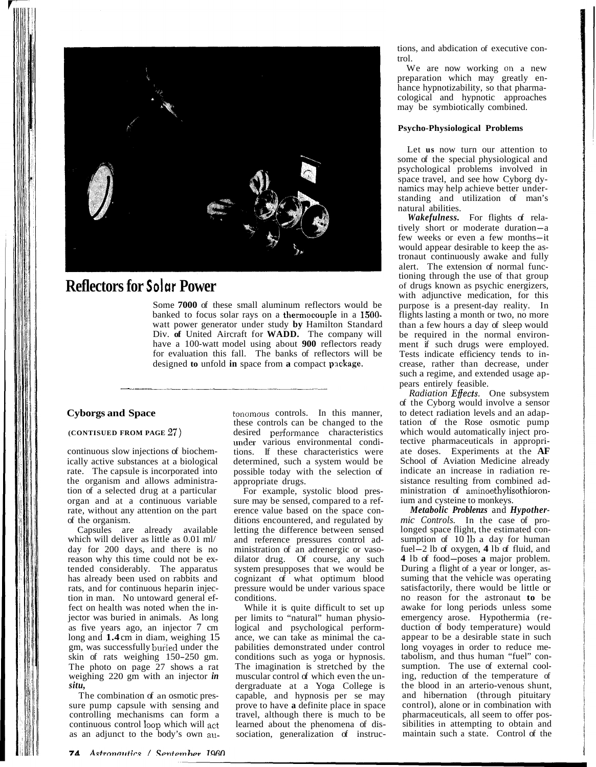## Reflectors for Solar Power

Some **7000** of these small aluminum reflectors would be banked to focus solar rays on a thermocouple in a 1500-watt power generator under study **by** Hamilton Standard Div. **of** United Aircraft for **WADD.** The company will have a 100-watt model using about **900** reflectors ready for evaluation this fall. The banks of reflectors will be designed **to** unfold **in** space from **a** compact package.

### Cyborgs and Space

**(CONTISUED FROM PAGE 27)**

continuous slow injections of biochemically active substances at a biological rate. The capsule is incorporated into the organism and allows administration of a selected drug at a particular organ and at a continuous variable rate, without any attention on the part of the organism.

Capsules are already available which will deliver as little as 0.01 ml/day for 200 days, and there is no reason why this time could not be extended considerably. The apparatus has already been used on rabbits and rats, and for continuous heparin injection in man. No untoward general effect on health was noted when the injector was buried in animals. As long as five years ago, an injector 7 cm long and **1.4** cm in diam, weighing 15 gm, was successfully buried under the skin of rats weighing 150–250 gm. The photo on page 27 shows a rat weighing 220 gm with an injector ***in situ,***

The combination of an osmotic pressure pump capsule with sensing and controlling mechanisms can form a continuous control loop which will act as an adjunct to the body's own autonomous controls. In this manner, these controls can be changed to the desired performance characteristics under various environmental conditions. If these characteristics were determined, such a system would be possible today with the selection of appropriate drugs.

For example, systolic blood pressure may be sensed, compared to a reference value based on the space conditions encountered, and regulated by letting the difference between sensed and reference pressures control administration of an adrenergic or vasodilator drug. Of course, any such system presupposes that we would be cognizant of what optimum blood pressure would be under various space conditions.

While it is quite difficult to set up per limits to "natural" human physiological and psychological performance, we can take as minimal the capabilities demonstrated under control conditions such as yoga or hypnosis. The imagination is stretched by the muscular control of which even the undergraduate at a Yoga College is capable, and hypnosis per se may prove to have **a** definite place in space travel, although there is much to be learned about the phenomena of dissociation, generalization of instructions, and abdication of executive control.

We are now working on a new preparation which may greatly enhance hypnotizability, so that pharmacological and hypnotic approaches may be symbiotically combined.

#### Psycho-Physiological Problems

Let **us** now turn our attention to some of the special physiological and psychological problems involved in space travel, and see how Cyborg dynamics may help achieve better understanding and utilization of man's natural abilities.

***Wakefulness.*** For flights of relatively short or moderate duration—a few weeks or even a few months—it would appear desirable to keep the astronaut continuously awake and fully alert. The extension of normal functioning through the use of that group of drugs known as psychic energizers, with adjunctive medication, for this purpose is a present-day reality. In flights lasting a month or two, no more than a few hours a day of sleep would be required in the normal environment if such drugs were employed. Tests indicate efficiency tends to increase, rather than decrease, under such a regime, and extended usage appears entirely feasible.

*Radiation Effects.* One subsystem of the Cyborg would involve a sensor to detect radiation levels and an adaptation of the Rose osmotic pump which would automatically inject protective pharmaceuticals in appropriate doses. Experiments at the **AF** School of Aviation Medicine already indicate an increase in radiation resistance resulting from combined administration of aminoethylisothioronium and cysteine to monkeys.

***Metabolic Problenzs*** and ***Hypothermic Controls.*** In the case of prolonged space flight, the estimated consumption of 10 lb a day for human fuel—2 lb of oxygen, **4** lb of fluid, and **4** lb of food—poses **a** major problem. During a flight of a year or longer, assuming that the vehicle was operating satisfactorily, there would be little or no reason for the astronaut **to** be awake for long periods unless some emergency arose. Hypothermia (reduction of body temperature) would appear to be a desirable state in such long voyages in order to reduce metabolism, and thus human "fuel" consumption. The use of external cooling, reduction of the temperature of the blood in an arterio-venous shunt, and hibernation (through pituitary control), alone or in combination with pharmaceuticals, all seem to offer possibilities in attempting to obtain and maintain such a state. Control of the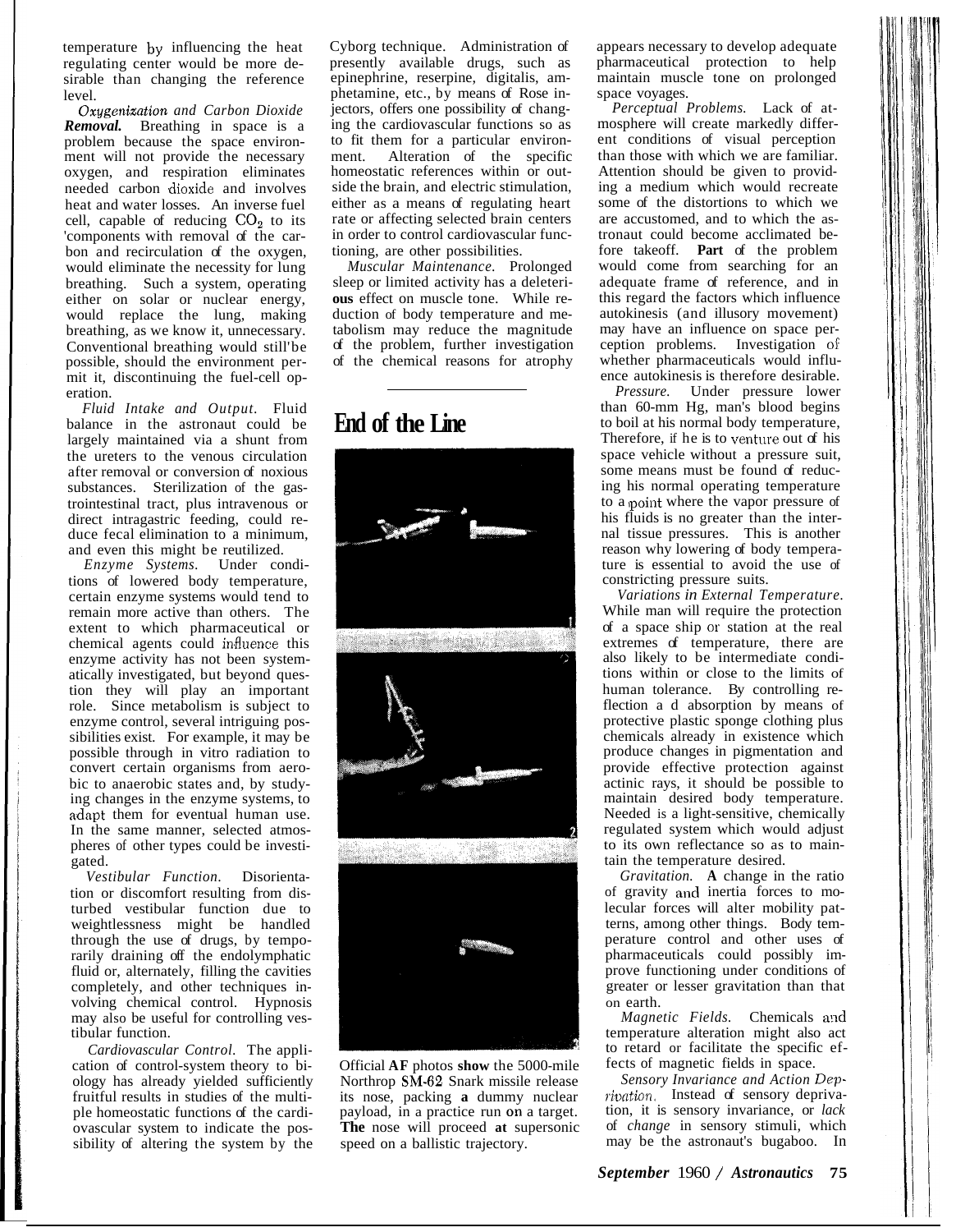temperature by influencing the heat regulating center would be more desirable than changing the reference level.

*Oxygenization and Carbon Dioxide* ***Removal.*** Breathing in space is a problem because the space environment will not provide the necessary oxygen, and respiration eliminates needed carbon dioxide and involves heat and water losses. An inverse fuel cell, capable of reducing $CO_2$ to its 'components with removal of the carbon and recirculation of the oxygen, would eliminate the necessity for lung breathing. Such a system, operating either on solar or nuclear energy, would replace the lung, making breathing, as we know it, unnecessary. Conventional breathing would still'be possible, should the environment permit it, discontinuing the fuel-cell operation.

*Fluid Intake and Output.* Fluid balance in the astronaut could be largely maintained via a shunt from the ureters to the venous circulation after removal or conversion of noxious substances. Sterilization of the gastrointestinal tract, plus intravenous or direct intragastric feeding, could reduce fecal elimination to a minimum, and even this might be reutilized.

*Enzyme Systems.* Under conditions of lowered body temperature, certain enzyme systems would tend to remain more active than others. The extent to which pharmaceutical or chemical agents could influence this enzyme activity has not been systematically investigated, but beyond question they will play an important role. Since metabolism is subject to enzyme control, several intriguing possibilities exist. For example, it may be possible through in vitro radiation to convert certain organisms from aerobic to anaerobic states and, by studying changes in the enzyme systems, to adapt them for eventual human use. In the same manner, selected atmospheres of other types could be investigated.

*Vestibular Function.* Disorientation or discomfort resulting from disturbed vestibular function due to weightlessness might be handled through the use of drugs, by temporarily draining off the endolymphatic fluid or, alternately, filling the cavities completely, and other techniques involving chemical control. Hypnosis may also be useful for controlling vestibular function.

*Cardiovascular Control.* The application of control-system theory to biology has already yielded sufficiently fruitful results in studies of the multiple homeostatic functions of the cardiovascular system to indicate the possibility of altering the system by the Cyborg technique. Administration of presently available drugs, such as epinephrine, reserpine, digitalis, amphetamine, etc., by means of Rose injectors, offers one possibility of changing the cardiovascular functions so as to fit them for a particular environment. Alteration of the specific homeostatic references within or outside the brain, and electric stimulation, either as a means of regulating heart rate or affecting selected brain centers in order to control cardiovascular functioning, are other possibilities.

*Muscular Maintenance.* Prolonged sleep or limited activity has a deleterious effect on muscle tone. While reduction of body temperature and metabolism may reduce the magnitude of the problem, further investigation of the chemical reasons for atrophy appears necessary to develop adequate pharmaceutical protection to help maintain muscle tone on prolonged space voyages.

*Perceptual Problems.* Lack of atmosphere will create markedly different conditions of visual perception than those with which we are familiar. Attention should be given to providing a medium which would recreate some of the distortions to which we are accustomed, and to which the astronaut could become acclimated before takeoff. **Part** of the problem would come from searching for an adequate frame of reference, and in this regard the factors which influence autokinesis (and illusory movement) may have an influence on space perception problems. Investigation of whether pharmaceuticals would influence autokinesis is therefore desirable.

*Pressure.* Under pressure lower than 60-mm Hg, man's blood begins to boil at his normal body temperature, Therefore, if he is to venture out of his space vehicle without a pressure suit, some means must be found of reducing his normal operating temperature to a point where the vapor pressure of his fluids is no greater than the internal tissue pressures. This is another reason why lowering of body temperature is essential to avoid the use of constricting pressure suits.

*Variations in External Temperature.* While man will require the protection of a space ship or station at the real extremes of temperature, there are also likely to be intermediate conditions within or close to the limits of human tolerance. By controlling reflection a d absorption by means of protective plastic sponge clothing plus chemicals already in existence which produce changes in pigmentation and provide effective protection against actinic rays, it should be possible to maintain desired body temperature. Needed is a light-sensitive, chemically regulated system which would adjust to its own reflectance so as to maintain the temperature desired.

*Gravitation.* **A** change in the ratio of gravity and inertia forces to molecular forces will alter mobility patterns, among other things. Body temperature control and other uses of pharmaceuticals could possibly improve functioning under conditions of greater or lesser gravitation than that on earth.

*Magnetic Fields.* Chemicals and temperature alteration might also act to retard or facilitate the specific effects of magnetic fields in space.

*Sensory Invariance and Action Deprivation.* Instead of sensory deprivation, it is sensory invariance, or *lack* of *change* in sensory stimuli, which may be the astronaut's bugaboo. In

## End of the Line

Official **AF** photos **show** the 5000-mile Northrop SM-62 Snark missile release its nose, packing **a** dummy nuclear payload, in a practice run on a target. **The** nose will proceed **at** supersonic speed on a ballistic trajectory.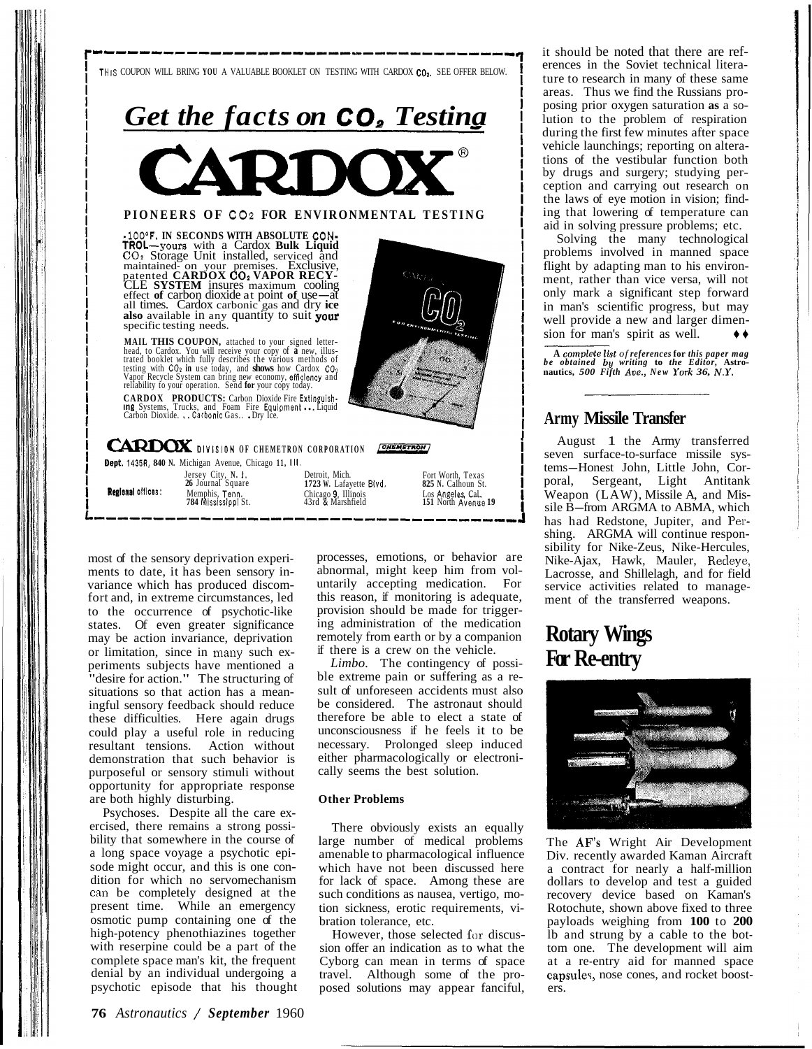THIS COUPON WILL BRING YOU A VALUABLE BOOKLET ON TESTING WITH CARDOX $CO_2$. SEE OFFER BELOW.

## *Get the facts on $CO_2$ Testing*

# CARDOX®

**PIONEERS OF $CO_2$ FOR ENVIRONMENTAL TESTING**

**-100°F. IN SECONDS WITH ABSOLUTE CONTROL**—yours with a Cardox **Bulk Liquid** $CO_2$ Storage Unit installed, serviced and maintained on your premises. Exclusive, patented **CARDOX $CO_2$ VAPOR RECYCLE SYSTEM** insures maximum cooling effect of carbon dioxide at point of use—at all times. Cardox carbonic gas and dry **ice also** available in any quantity to suit your specific testing needs.

**MAIL THIS COUPON,** attached to your signed letterhead, to Cardox. You will receive your copy of a new, illustrated booklet which fully describes the various methods of testing with $CO_2$ in use today, and **shows** how Cardox $CO_2$ Vapor Recycle System can bring new economy, efficiency and reliability to your operation. Send **for** your copy today.

**CARDOX PRODUCTS:** Carbon Dioxide Fire Extinguishing Systems, Trucks, and Foam Fire Equipment . . Liquid Carbon Dioxide. . . Carbonic Gas. . . Dry Ice.

**CARDOX** DIVISION OF CHEMETRON CORPORATION CHEMETRON

**Dept. 1435R, 840 N.** Michigan Avenue, Chicago 11, Ill.

**Regional offices:**

| | | |
|---|---|---|
| Jersey City, N. J. 26 Journal Square | Detroit, Mich. 1723 W. Lafayette Blvd. | Fort Worth, Texas 825 N. Calhoun St. |
| Memphis, Tenn. 784 Mississippi St. | Chicago 9, Illinois 43rd & Marshfield | Los Angeles, Cal. 151 North Avenue 19 |

most of the sensory deprivation experiments to date, it has been sensory invariance which has produced discomfort and, in extreme circumstances, led to the occurrence of psychotic-like states. Of even greater significance may be action invariance, deprivation or limitation, since in many such experiments subjects have mentioned a "desire for action." The structuring of situations so that action has a meaningful sensory feedback should reduce these difficulties. Here again drugs could play a useful role in reducing resultant tensions. Action without demonstration that such behavior is purposeful or sensory stimuli without opportunity for appropriate response are both highly disturbing.

Psychoses. Despite all the care exercised, there remains a strong possibility that somewhere in the course of a long space voyage a psychotic episode might occur, and this is one condition for which no servomechanism can be completely designed at the present time. While an emergency osmotic pump containing one of the high-potency phenothiazines together with reserpine could be a part of the complete space man's kit, the frequent denial by an individual undergoing a psychotic episode that his thought processes, emotions, or behavior are abnormal, might keep him from voluntarily accepting medication. For this reason, if monitoring is adequate, provision should be made for triggering administration of the medication remotely from earth or by a companion if there is a crew on the vehicle.

*Limbo.* The contingency of possible extreme pain or suffering as a result of unforeseen accidents must also be considered. The astronaut should therefore be able to elect a state of unconsciousness if he feels it to be necessary. Prolonged sleep induced either pharmacologically or electronically seems the best solution.

#### Other Problems

There obviously exists an equally large number of medical problems amenable to pharmacological influence which have not been discussed here for lack of space. Among these are such conditions as nausea, vertigo, motion sickness, erotic requirements, vibration tolerance, etc.

However, those selected for discussion offer an indication as to what the Cyborg can mean in terms of space travel. Although some of the proposed solutions may appear fanciful, it should be noted that there are references in the Soviet technical literature to research in many of these same areas. Thus we find the Russians proposing prior oxygen saturation as a solution to the problem of respiration during the first few minutes after space vehicle launchings; reporting on alterations of the vestibular function both by drugs and surgery; studying perception and carrying out research on the laws of eye motion in vision; finding that lowering of temperature can aid in solving pressure problems; etc.

Solving the many technological problems involved in manned space flight by adapting man to his environment, rather than vice versa, will not only mark a significant step forward in man's scientific progress, but may well provide a new and larger dimension for man's spirit as well. ♦♦

*A complete list of references for this paper may be obtained by writing to the Editor, Astronautics, 500 Fifth Ave., New York 36, N.Y.*

## Army Missile Transfer

August 1 the Army transferred seven surface-to-surface missile systems—Honest John, Little John, Corporal, Sergeant, Light Antitank Weapon (LAW), Missile A, and Missile B—from ARGMA to ABMA, which has had Redstone, Jupiter, and Pershing. ARGMA will continue responsibility for Nike-Zeus, Nike-Hercules, Nike-Ajax, Hawk, Mauler, Redeye, Lacrosse, and Shillelagh, and for field service activities related to management of the transferred weapons.

## Rotary Wings For Re-entry

The AF's Wright Air Development Div. recently awarded Kaman Aircraft a contract for nearly a half-million dollars to develop and test a guided recovery device based on Kaman's Rotochute, shown above fixed to three payloads weighing from **100** to **200** lb and strung by a cable to the bottom one. The development will aim at a re-entry aid for manned space capsules, nose cones, and rocket boosters.